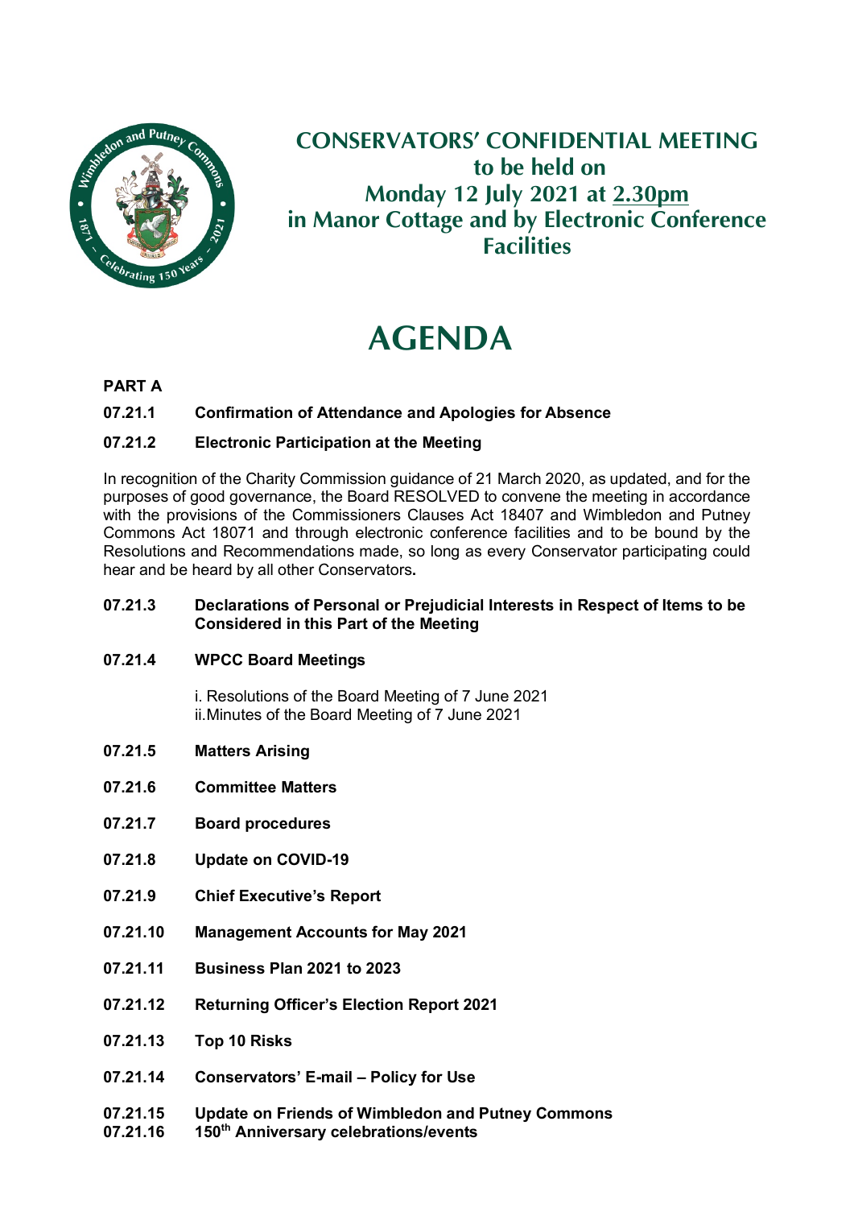# CONSERVATORS' CONFIDENTIAL MEETING
## to be held on
## Monday 12 July 2021 at 2.30pm
## in Manor Cottage and by Electronic Conference Facilities

# AGENDA

**PART A**

**07.21.1 Confirmation of Attendance and Apologies for Absence**

**07.21.2 Electronic Participation at the Meeting**

In recognition of the Charity Commission guidance of 21 March 2020, as updated, and for the purposes of good governance, the Board RESOLVED to convene the meeting in accordance with the provisions of the Commissioners Clauses Act 18407 and Wimbledon and Putney Commons Act 18071 and through electronic conference facilities and to be bound by the Resolutions and Recommendations made, so long as every Conservator participating could hear and be heard by all other Conservators**.**

**07.21.3 Declarations of Personal or Prejudicial Interests in Respect of Items to be Considered in this Part of the Meeting**

**07.21.4 WPCC Board Meetings**

i. Resolutions of the Board Meeting of 7 June 2021
ii. Minutes of the Board Meeting of 7 June 2021

**07.21.5 Matters Arising**

**07.21.6 Committee Matters**

**07.21.7 Board procedures**

**07.21.8 Update on COVID-19**

**07.21.9 Chief Executive's Report**

**07.21.10 Management Accounts for May 2021**

**07.21.11 Business Plan 2021 to 2023**

**07.21.12 Returning Officer's Election Report 2021**

**07.21.13 Top 10 Risks**

**07.21.14 Conservators' E-mail – Policy for Use**

**07.21.15 Update on Friends of Wimbledon and Putney Commons**

**07.21.16 150th Anniversary celebrations/events**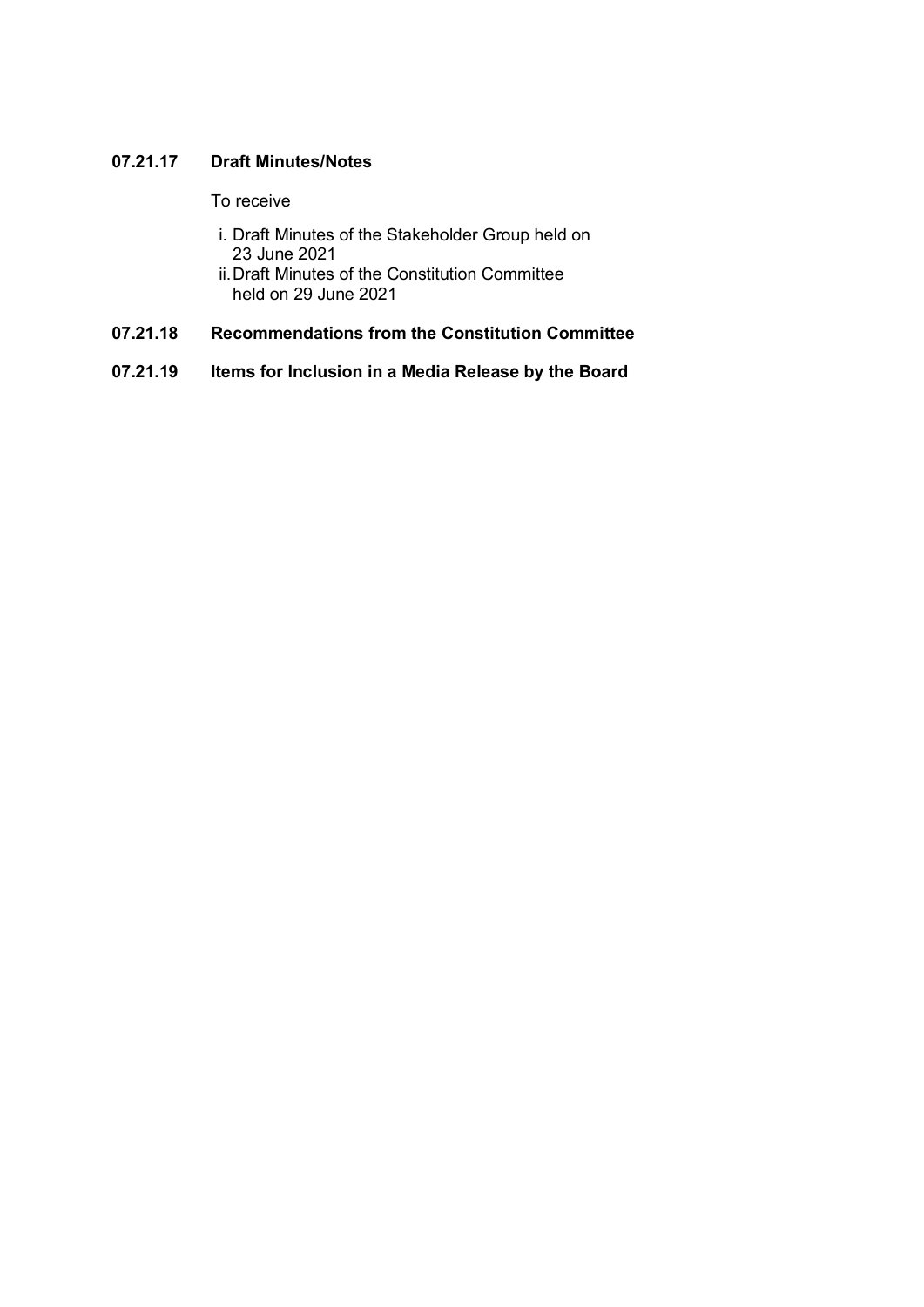**07.21.17 Draft Minutes/Notes**

To receive

i. Draft Minutes of the Stakeholder Group held on 23 June 2021
ii. Draft Minutes of the Constitution Committee held on 29 June 2021

**07.21.18 Recommendations from the Constitution Committee**

**07.21.19 Items for Inclusion in a Media Release by the Board**